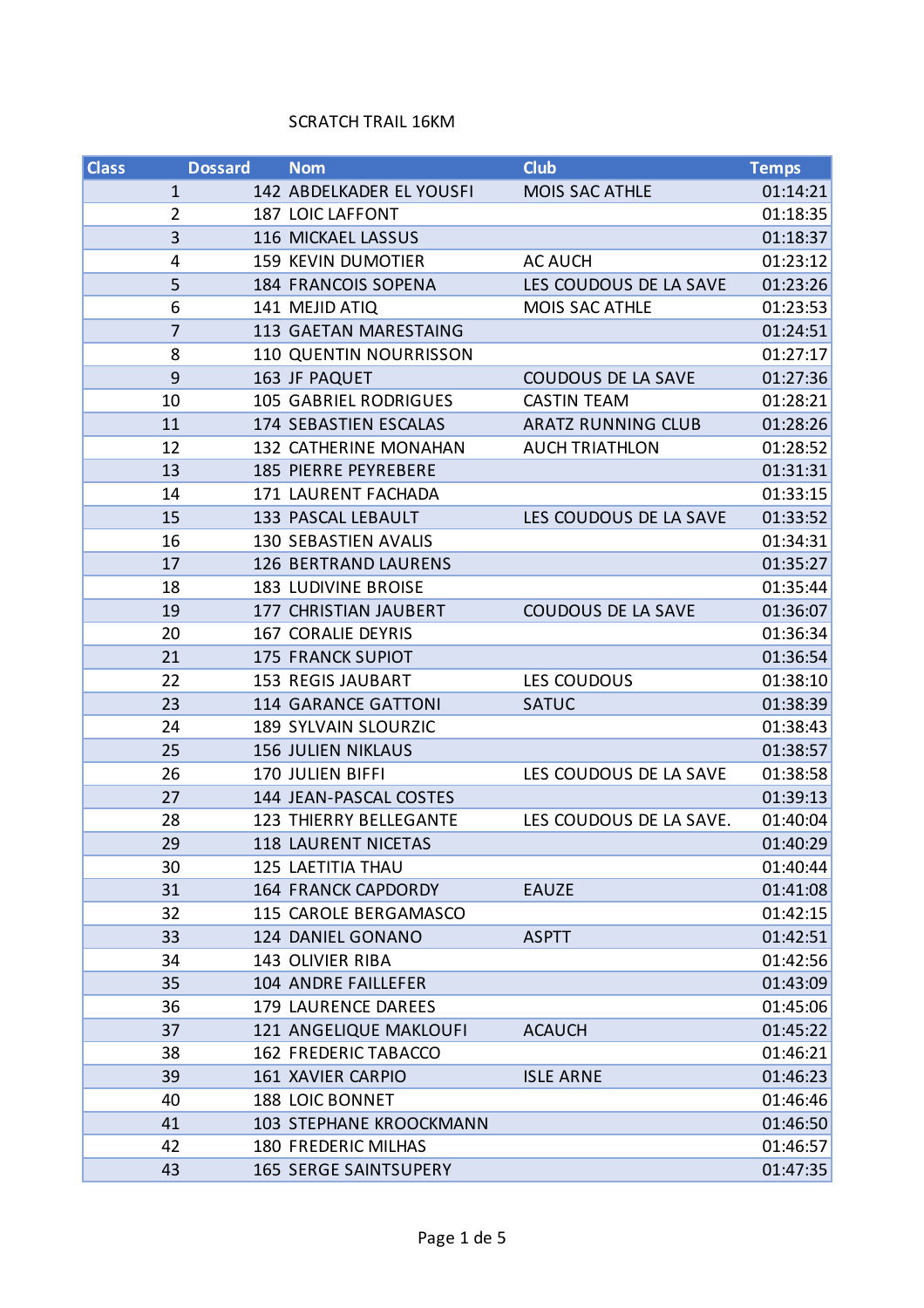SCRATCH TRAIL 16KM

| Class | Dossard | Nom | Club | Temps |
|---|---|---|---|---|
| 1 | 142 | ABDELKADER EL YOUSFI | MOIS SAC ATHLE | 01:14:21 |
| 2 | 187 | LOIC LAFFONT | | 01:18:35 |
| 3 | 116 | MICKAEL LASSUS | | 01:18:37 |
| 4 | 159 | KEVIN DUMOTIER | AC AUCH | 01:23:12 |
| 5 | 184 | FRANCOIS SOPENA | LES COUDOUS DE LA SAVE | 01:23:26 |
| 6 | 141 | MEJID ATIQ | MOIS SAC ATHLE | 01:23:53 |
| 7 | 113 | GAETAN MARESTAING | | 01:24:51 |
| 8 | 110 | QUENTIN NOURRISSON | | 01:27:17 |
| 9 | 163 | JF PAQUET | COUDOUS DE LA SAVE | 01:27:36 |
| 10 | 105 | GABRIEL RODRIGUES | CASTIN TEAM | 01:28:21 |
| 11 | 174 | SEBASTIEN ESCALAS | ARATZ RUNNING CLUB | 01:28:26 |
| 12 | 132 | CATHERINE MONAHAN | AUCH TRIATHLON | 01:28:52 |
| 13 | 185 | PIERRE PEYREBERE | | 01:31:31 |
| 14 | 171 | LAURENT FACHADA | | 01:33:15 |
| 15 | 133 | PASCAL LEBAULT | LES COUDOUS DE LA SAVE | 01:33:52 |
| 16 | 130 | SEBASTIEN AVALIS | | 01:34:31 |
| 17 | 126 | BERTRAND LAURENS | | 01:35:27 |
| 18 | 183 | LUDIVINE BROISE | | 01:35:44 |
| 19 | 177 | CHRISTIAN JAUBERT | COUDOUS DE LA SAVE | 01:36:07 |
| 20 | 167 | CORALIE DEYRIS | | 01:36:34 |
| 21 | 175 | FRANCK SUPIOT | | 01:36:54 |
| 22 | 153 | REGIS JAUBART | LES COUDOUS | 01:38:10 |
| 23 | 114 | GARANCE GATTONI | SATUC | 01:38:39 |
| 24 | 189 | SYLVAIN SLOURZIC | | 01:38:43 |
| 25 | 156 | JULIEN NIKLAUS | | 01:38:57 |
| 26 | 170 | JULIEN BIFFI | LES COUDOUS DE LA SAVE | 01:38:58 |
| 27 | 144 | JEAN-PASCAL COSTES | | 01:39:13 |
| 28 | 123 | THIERRY BELLEGANTE | LES COUDOUS DE LA SAVE. | 01:40:04 |
| 29 | 118 | LAURENT NICETAS | | 01:40:29 |
| 30 | 125 | LAETITIA THAU | | 01:40:44 |
| 31 | 164 | FRANCK CAPDORDY | EAUZE | 01:41:08 |
| 32 | 115 | CAROLE BERGAMASCO | | 01:42:15 |
| 33 | 124 | DANIEL GONANO | ASPTT | 01:42:51 |
| 34 | 143 | OLIVIER RIBA | | 01:42:56 |
| 35 | 104 | ANDRE FAILLEFER | | 01:43:09 |
| 36 | 179 | LAURENCE DAREES | | 01:45:06 |
| 37 | 121 | ANGELIQUE MAKLOUFI | ACAUCH | 01:45:22 |
| 38 | 162 | FREDERIC TABACCO | | 01:46:21 |
| 39 | 161 | XAVIER CARPIO | ISLE ARNE | 01:46:23 |
| 40 | 188 | LOIC BONNET | | 01:46:46 |
| 41 | 103 | STEPHANE KROOCKMANN | | 01:46:50 |
| 42 | 180 | FREDERIC MILHAS | | 01:46:57 |
| 43 | 165 | SERGE SAINTSUPERY | | 01:47:35 |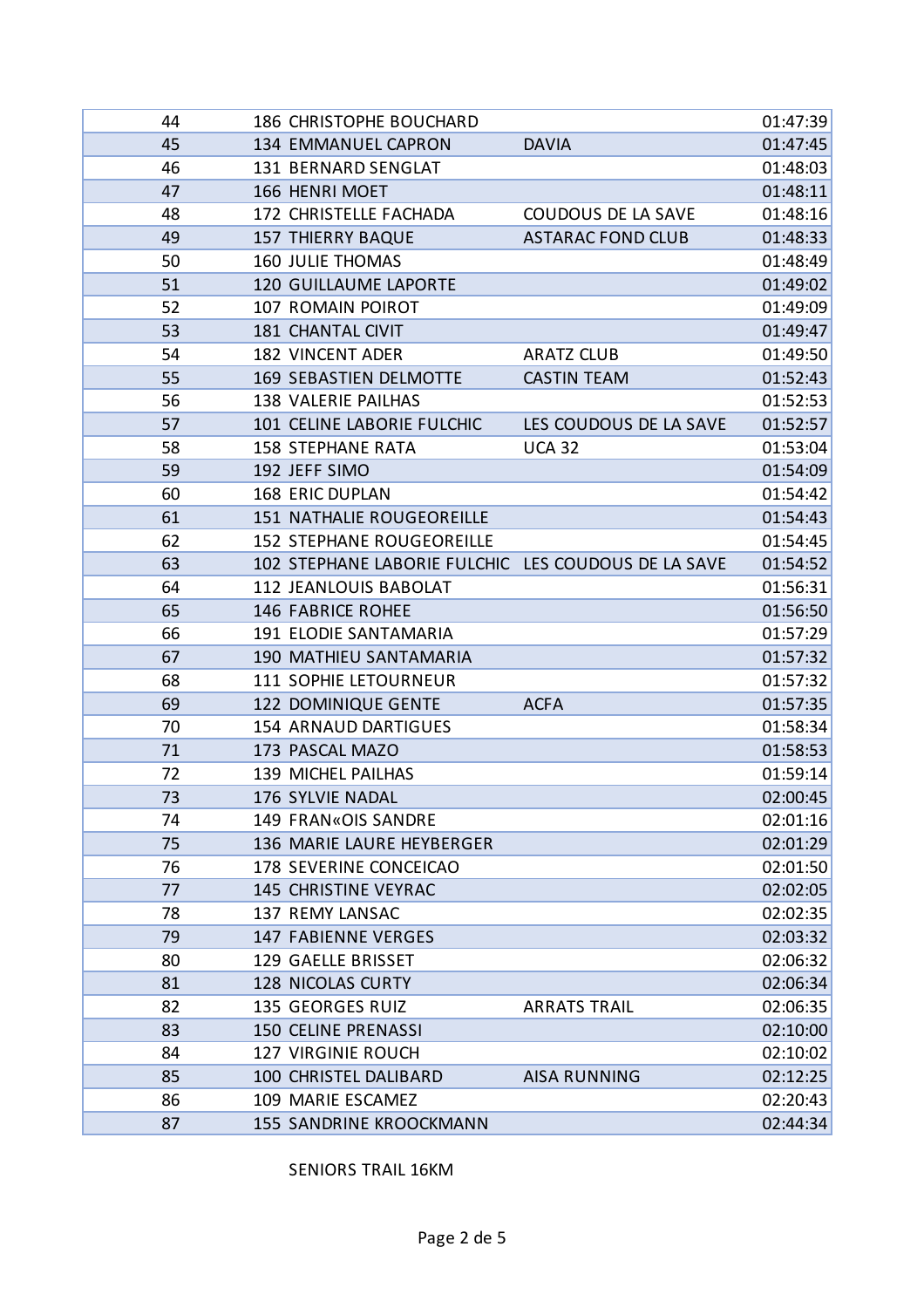| | | | | |
|---|---|---|---|---|
| 44 | 186 | CHRISTOPHE BOUCHARD | | 01:47:39 |
| 45 | 134 | EMMANUEL CAPRON | DAVIA | 01:47:45 |
| 46 | 131 | BERNARD SENGLAT | | 01:48:03 |
| 47 | 166 | HENRI MOET | | 01:48:11 |
| 48 | 172 | CHRISTELLE FACHADA | COUDOUS DE LA SAVE | 01:48:16 |
| 49 | 157 | THIERRY BAQUE | ASTARAC FOND CLUB | 01:48:33 |
| 50 | 160 | JULIE THOMAS | | 01:48:49 |
| 51 | 120 | GUILLAUME LAPORTE | | 01:49:02 |
| 52 | 107 | ROMAIN POIROT | | 01:49:09 |
| 53 | 181 | CHANTAL CIVIT | | 01:49:47 |
| 54 | 182 | VINCENT ADER | ARATZ CLUB | 01:49:50 |
| 55 | 169 | SEBASTIEN DELMOTTE | CASTIN TEAM | 01:52:43 |
| 56 | 138 | VALERIE PAILHAS | | 01:52:53 |
| 57 | 101 | CELINE LABORIE FULCHIC | LES COUDOUS DE LA SAVE | 01:52:57 |
| 58 | 158 | STEPHANE RATA | UCA 32 | 01:53:04 |
| 59 | 192 | JEFF SIMO | | 01:54:09 |
| 60 | 168 | ERIC DUPLAN | | 01:54:42 |
| 61 | 151 | NATHALIE ROUGEOREILLE | | 01:54:43 |
| 62 | 152 | STEPHANE ROUGEOREILLE | | 01:54:45 |
| 63 | 102 | STEPHANE LABORIE FULCHIC | LES COUDOUS DE LA SAVE | 01:54:52 |
| 64 | 112 | JEANLOUIS BABOLAT | | 01:56:31 |
| 65 | 146 | FABRICE ROHEE | | 01:56:50 |
| 66 | 191 | ELODIE SANTAMARIA | | 01:57:29 |
| 67 | 190 | MATHIEU SANTAMARIA | | 01:57:32 |
| 68 | 111 | SOPHIE LETOURNEUR | | 01:57:32 |
| 69 | 122 | DOMINIQUE GENTE | ACFA | 01:57:35 |
| 70 | 154 | ARNAUD DARTIGUES | | 01:58:34 |
| 71 | 173 | PASCAL MAZO | | 01:58:53 |
| 72 | 139 | MICHEL PAILHAS | | 01:59:14 |
| 73 | 176 | SYLVIE NADAL | | 02:00:45 |
| 74 | 149 | FRAN«OIS SANDRE | | 02:01:16 |
| 75 | 136 | MARIE LAURE HEYBERGER | | 02:01:29 |
| 76 | 178 | SEVERINE CONCEICAO | | 02:01:50 |
| 77 | 145 | CHRISTINE VEYRAC | | 02:02:05 |
| 78 | 137 | REMY LANSAC | | 02:02:35 |
| 79 | 147 | FABIENNE VERGES | | 02:03:32 |
| 80 | 129 | GAELLE BRISSET | | 02:06:32 |
| 81 | 128 | NICOLAS CURTY | | 02:06:34 |
| 82 | 135 | GEORGES RUIZ | ARRATS TRAIL | 02:06:35 |
| 83 | 150 | CELINE PRENASSI | | 02:10:00 |
| 84 | 127 | VIRGINIE ROUCH | | 02:10:02 |
| 85 | 100 | CHRISTEL DALIBARD | AISA RUNNING | 02:12:25 |
| 86 | 109 | MARIE ESCAMEZ | | 02:20:43 |
| 87 | 155 | SANDRINE KROOCKMANN | | 02:44:34 |

SENIORS TRAIL 16KM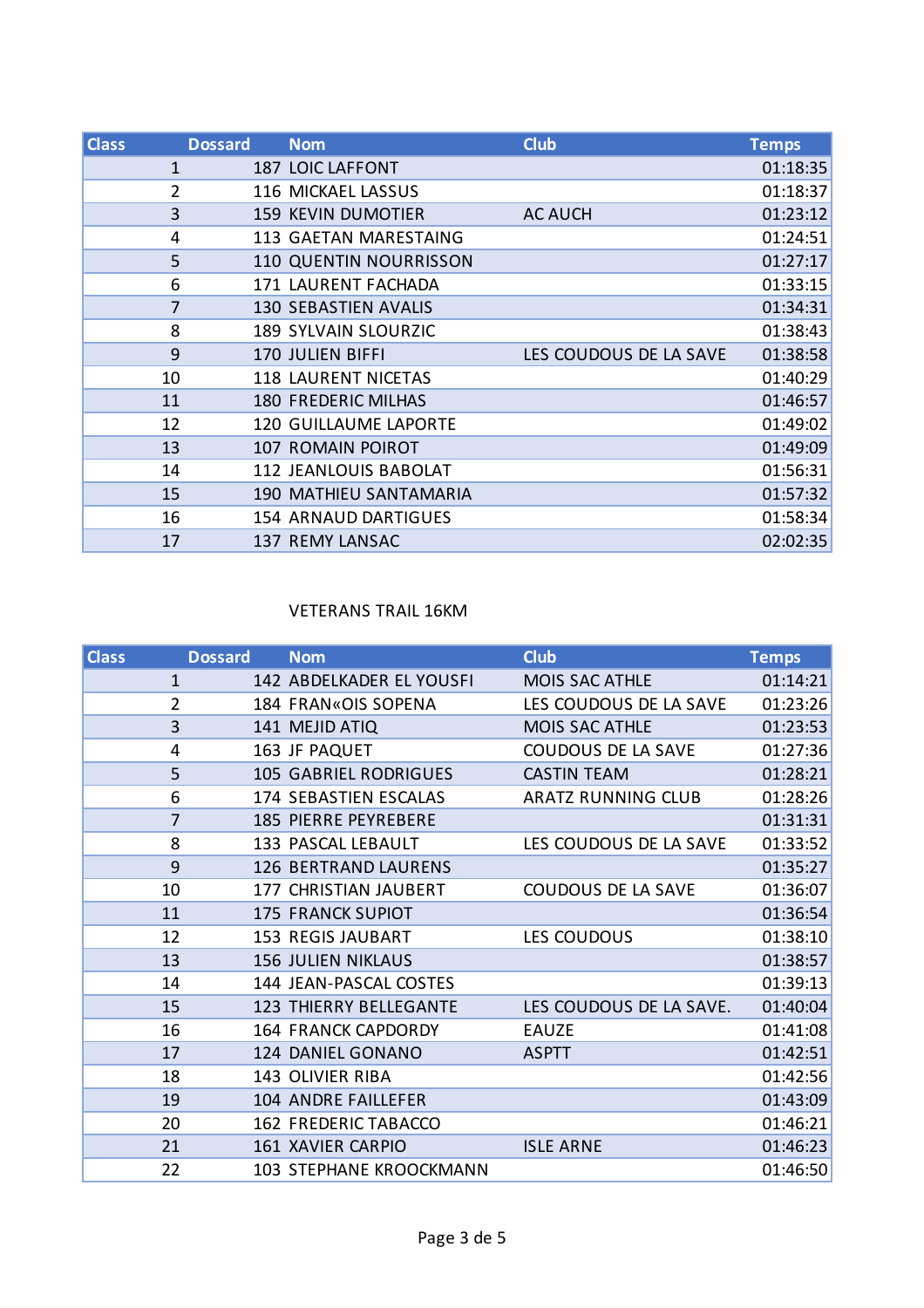| Class | Dossard | Nom | Club | Temps |
|---|---|---|---|---|
| 1 | 187 | LOIC LAFFONT | | 01:18:35 |
| 2 | 116 | MICKAEL LASSUS | | 01:18:37 |
| 3 | 159 | KEVIN DUMOTIER | AC AUCH | 01:23:12 |
| 4 | 113 | GAETAN MARESTAING | | 01:24:51 |
| 5 | 110 | QUENTIN NOURRISSON | | 01:27:17 |
| 6 | 171 | LAURENT FACHADA | | 01:33:15 |
| 7 | 130 | SEBASTIEN AVALIS | | 01:34:31 |
| 8 | 189 | SYLVAIN SLOURZIC | | 01:38:43 |
| 9 | 170 | JULIEN BIFFI | LES COUDOUS DE LA SAVE | 01:38:58 |
| 10 | 118 | LAURENT NICETAS | | 01:40:29 |
| 11 | 180 | FREDERIC MILHAS | | 01:46:57 |
| 12 | 120 | GUILLAUME LAPORTE | | 01:49:02 |
| 13 | 107 | ROMAIN POIROT | | 01:49:09 |
| 14 | 112 | JEANLOUIS BABOLAT | | 01:56:31 |
| 15 | 190 | MATHIEU SANTAMARIA | | 01:57:32 |
| 16 | 154 | ARNAUD DARTIGUES | | 01:58:34 |
| 17 | 137 | REMY LANSAC | | 02:02:35 |

VETERANS TRAIL 16KM

| Class | Dossard | Nom | Club | Temps |
|---|---|---|---|---|
| 1 | 142 | ABDELKADER EL YOUSFI | MOIS SAC ATHLE | 01:14:21 |
| 2 | 184 | FRAN«OIS SOPENA | LES COUDOUS DE LA SAVE | 01:23:26 |
| 3 | 141 | MEJID ATIQ | MOIS SAC ATHLE | 01:23:53 |
| 4 | 163 | JF PAQUET | COUDOUS DE LA SAVE | 01:27:36 |
| 5 | 105 | GABRIEL RODRIGUES | CASTIN TEAM | 01:28:21 |
| 6 | 174 | SEBASTIEN ESCALAS | ARATZ RUNNING CLUB | 01:28:26 |
| 7 | 185 | PIERRE PEYREBERE | | 01:31:31 |
| 8 | 133 | PASCAL LEBAULT | LES COUDOUS DE LA SAVE | 01:33:52 |
| 9 | 126 | BERTRAND LAURENS | | 01:35:27 |
| 10 | 177 | CHRISTIAN JAUBERT | COUDOUS DE LA SAVE | 01:36:07 |
| 11 | 175 | FRANCK SUPIOT | | 01:36:54 |
| 12 | 153 | REGIS JAUBART | LES COUDOUS | 01:38:10 |
| 13 | 156 | JULIEN NIKLAUS | | 01:38:57 |
| 14 | 144 | JEAN-PASCAL COSTES | | 01:39:13 |
| 15 | 123 | THIERRY BELLEGANTE | LES COUDOUS DE LA SAVE. | 01:40:04 |
| 16 | 164 | FRANCK CAPDORDY | EAUZE | 01:41:08 |
| 17 | 124 | DANIEL GONANO | ASPTT | 01:42:51 |
| 18 | 143 | OLIVIER RIBA | | 01:42:56 |
| 19 | 104 | ANDRE FAILLEFER | | 01:43:09 |
| 20 | 162 | FREDERIC TABACCO | | 01:46:21 |
| 21 | 161 | XAVIER CARPIO | ISLE ARNE | 01:46:23 |
| 22 | 103 | STEPHANE KROOCKMANN | | 01:46:50 |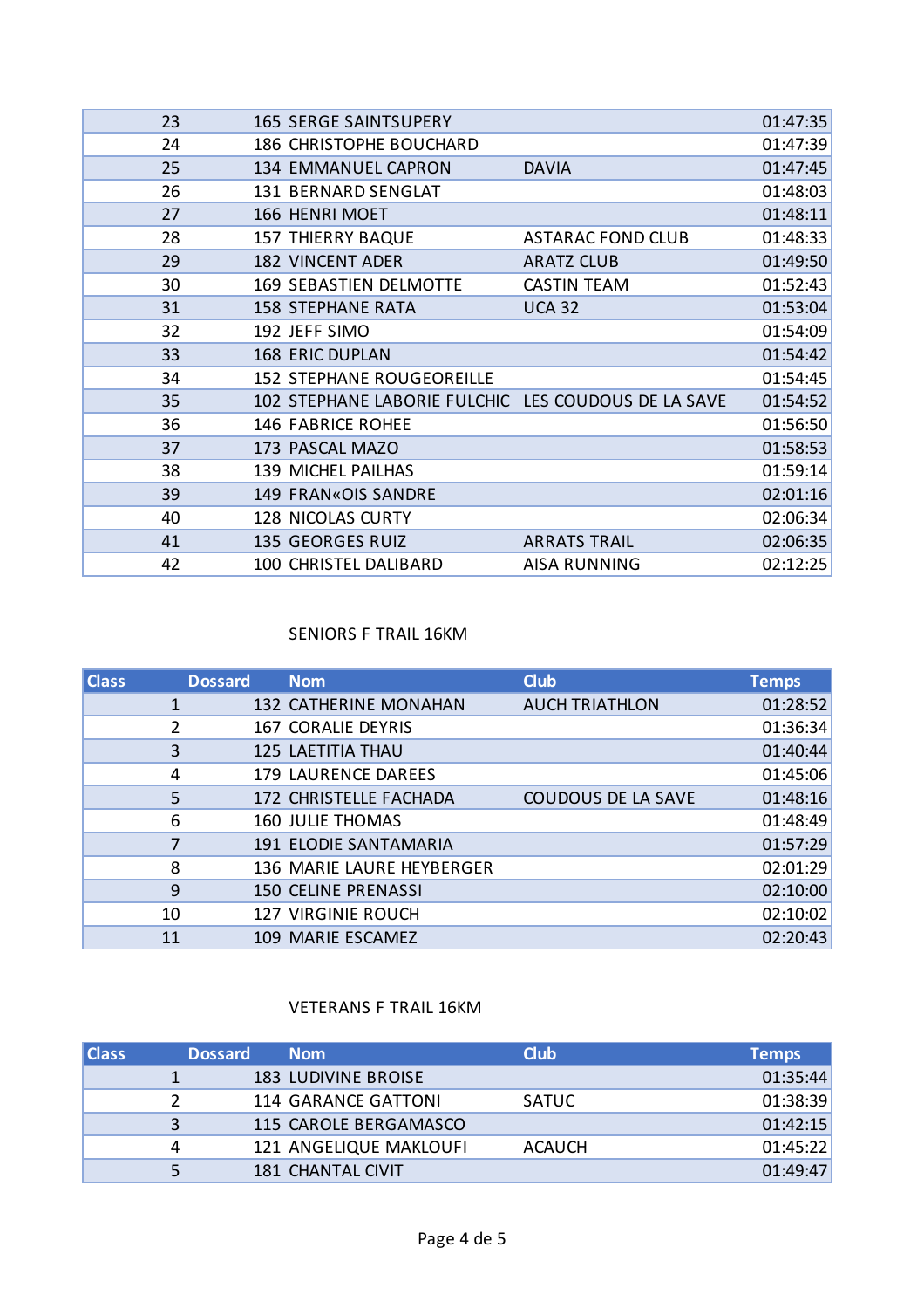| Class | Dossard | Nom | Club | Temps |
|---|---|---|---|---|
| 23 | 165 | SERGE SAINTSUPERY | | 01:47:35 |
| 24 | 186 | CHRISTOPHE BOUCHARD | | 01:47:39 |
| 25 | 134 | EMMANUEL CAPRON | DAVIA | 01:47:45 |
| 26 | 131 | BERNARD SENGLAT | | 01:48:03 |
| 27 | 166 | HENRI MOET | | 01:48:11 |
| 28 | 157 | THIERRY BAQUE | ASTARAC FOND CLUB | 01:48:33 |
| 29 | 182 | VINCENT ADER | ARATZ CLUB | 01:49:50 |
| 30 | 169 | SEBASTIEN DELMOTTE | CASTIN TEAM | 01:52:43 |
| 31 | 158 | STEPHANE RATA | UCA 32 | 01:53:04 |
| 32 | 192 | JEFF SIMO | | 01:54:09 |
| 33 | 168 | ERIC DUPLAN | | 01:54:42 |
| 34 | 152 | STEPHANE ROUGEOREILLE | | 01:54:45 |
| 35 | 102 | STEPHANE LABORIE FULCHIC | LES COUDOUS DE LA SAVE | 01:54:52 |
| 36 | 146 | FABRICE ROHEE | | 01:56:50 |
| 37 | 173 | PASCAL MAZO | | 01:58:53 |
| 38 | 139 | MICHEL PAILHAS | | 01:59:14 |
| 39 | 149 | FRAN«OIS SANDRE | | 02:01:16 |
| 40 | 128 | NICOLAS CURTY | | 02:06:34 |
| 41 | 135 | GEORGES RUIZ | ARRATS TRAIL | 02:06:35 |
| 42 | 100 | CHRISTEL DALIBARD | AISA RUNNING | 02:12:25 |

SENIORS F TRAIL 16KM

| Class | Dossard | Nom | Club | Temps |
|---|---|---|---|---|
| 1 | 132 | CATHERINE MONAHAN | AUCH TRIATHLON | 01:28:52 |
| 2 | 167 | CORALIE DEYRIS | | 01:36:34 |
| 3 | 125 | LAETITIA THAU | | 01:40:44 |
| 4 | 179 | LAURENCE DAREES | | 01:45:06 |
| 5 | 172 | CHRISTELLE FACHADA | COUDOUS DE LA SAVE | 01:48:16 |
| 6 | 160 | JULIE THOMAS | | 01:48:49 |
| 7 | 191 | ELODIE SANTAMARIA | | 01:57:29 |
| 8 | 136 | MARIE LAURE HEYBERGER | | 02:01:29 |
| 9 | 150 | CELINE PRENASSI | | 02:10:00 |
| 10 | 127 | VIRGINIE ROUCH | | 02:10:02 |
| 11 | 109 | MARIE ESCAMEZ | | 02:20:43 |

VETERANS F TRAIL 16KM

| Class | Dossard | Nom | Club | Temps |
|---|---|---|---|---|
| 1 | 183 | LUDIVINE BROISE | | 01:35:44 |
| 2 | 114 | GARANCE GATTONI | SATUC | 01:38:39 |
| 3 | 115 | CAROLE BERGAMASCO | | 01:42:15 |
| 4 | 121 | ANGELIQUE MAKLOUFI | ACAUCH | 01:45:22 |
| 5 | 181 | CHANTAL CIVIT | | 01:49:47 |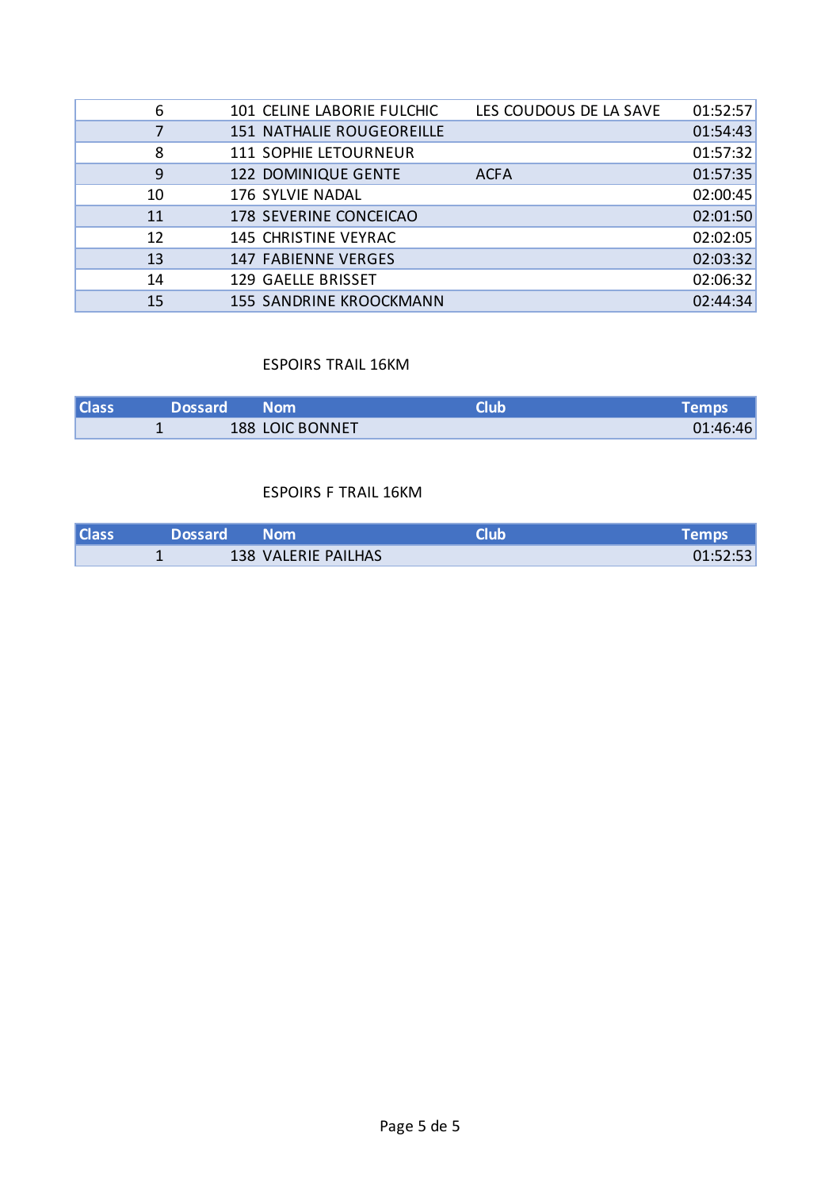| | | | | |
|---|---|---|---|---|
| 6 | 101 | CELINE LABORIE FULCHIC | LES COUDOUS DE LA SAVE | 01:52:57 |
| 7 | 151 | NATHALIE ROUGEOREILLE | | 01:54:43 |
| 8 | 111 | SOPHIE LETOURNEUR | | 01:57:32 |
| 9 | 122 | DOMINIQUE GENTE | ACFA | 01:57:35 |
| 10 | 176 | SYLVIE NADAL | | 02:00:45 |
| 11 | 178 | SEVERINE CONCEICAO | | 02:01:50 |
| 12 | 145 | CHRISTINE VEYRAC | | 02:02:05 |
| 13 | 147 | FABIENNE VERGES | | 02:03:32 |
| 14 | 129 | GAELLE BRISSET | | 02:06:32 |
| 15 | 155 | SANDRINE KROOCKMANN | | 02:44:34 |

ESPOIRS TRAIL 16KM

| Class | Dossard | Nom | Club | Temps |
|---|---|---|---|---|
| 1 | 188 | LOIC BONNET | | 01:46:46 |

ESPOIRS F TRAIL 16KM

| Class | Dossard | Nom | Club | Temps |
|---|---|---|---|---|
| 1 | 138 | VALERIE PAILHAS | | 01:52:53 |